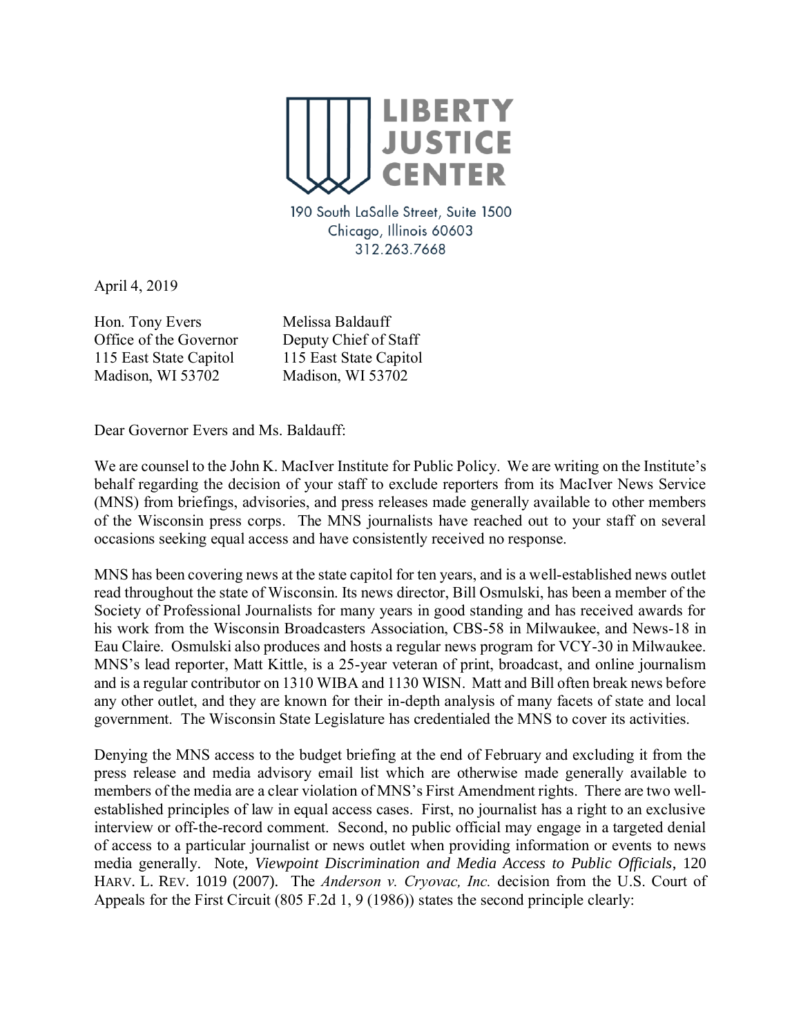# LIBERTY JUSTICE CENTER

190 South LaSalle Street, Suite 1500
Chicago, Illinois 60603
312.263.7668

April 4, 2019

Hon. Tony Evers
Office of the Governor
115 East State Capitol
Madison, WI 53702

Melissa Baldauff
Deputy Chief of Staff
115 East State Capitol
Madison, WI 53702

Dear Governor Evers and Ms. Baldauff:

We are counsel to the John K. MacIver Institute for Public Policy. We are writing on the Institute's behalf regarding the decision of your staff to exclude reporters from its MacIver News Service (MNS) from briefings, advisories, and press releases made generally available to other members of the Wisconsin press corps. The MNS journalists have reached out to your staff on several occasions seeking equal access and have consistently received no response.

MNS has been covering news at the state capitol for ten years, and is a well-established news outlet read throughout the state of Wisconsin. Its news director, Bill Osmulski, has been a member of the Society of Professional Journalists for many years in good standing and has received awards for his work from the Wisconsin Broadcasters Association, CBS-58 in Milwaukee, and News-18 in Eau Claire. Osmulski also produces and hosts a regular news program for VCY-30 in Milwaukee. MNS's lead reporter, Matt Kittle, is a 25-year veteran of print, broadcast, and online journalism and is a regular contributor on 1310 WIBA and 1130 WISN. Matt and Bill often break news before any other outlet, and they are known for their in-depth analysis of many facets of state and local government. The Wisconsin State Legislature has credentialed the MNS to cover its activities.

Denying the MNS access to the budget briefing at the end of February and excluding it from the press release and media advisory email list which are otherwise made generally available to members of the media are a clear violation of MNS's First Amendment rights. There are two well-established principles of law in equal access cases. First, no journalist has a right to an exclusive interview or off-the-record comment. Second, no public official may engage in a targeted denial of access to a particular journalist or news outlet when providing information or events to news media generally. Note, *Viewpoint Discrimination and Media Access to Public Officials*, 120 HARV. L. REV. 1019 (2007). The *Anderson v. Cryovac, Inc.* decision from the U.S. Court of Appeals for the First Circuit (805 F.2d 1, 9 (1986)) states the second principle clearly: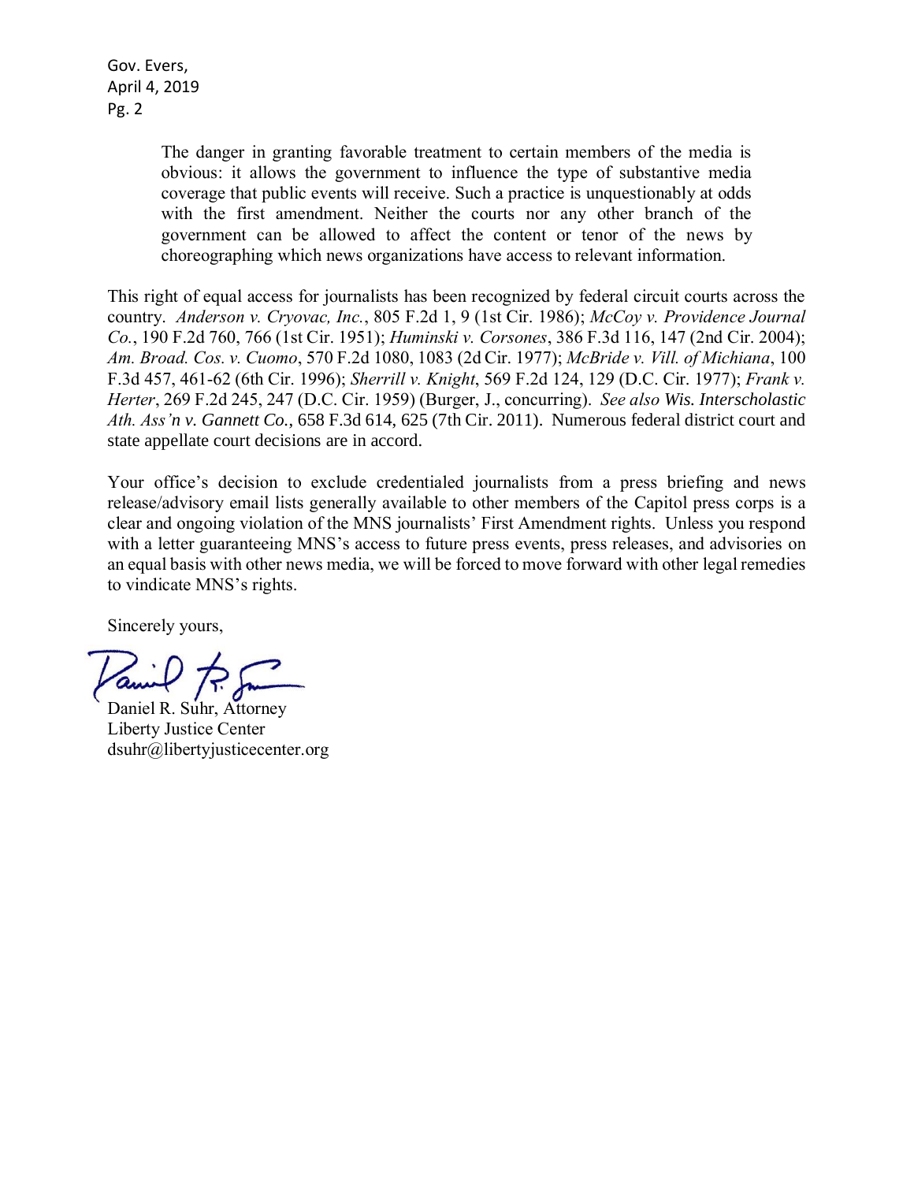> The danger in granting favorable treatment to certain members of the media is obvious: it allows the government to influence the type of substantive media coverage that public events will receive. Such a practice is unquestionably at odds with the first amendment. Neither the courts nor any other branch of the government can be allowed to affect the content or tenor of the news by choreographing which news organizations have access to relevant information.

This right of equal access for journalists has been recognized by federal circuit courts across the country. *Anderson v. Cryovac, Inc.*, 805 F.2d 1, 9 (1st Cir. 1986); *McCoy v. Providence Journal Co.*, 190 F.2d 760, 766 (1st Cir. 1951); *Huminski v. Corsones*, 386 F.3d 116, 147 (2nd Cir. 2004); *Am. Broad. Cos. v. Cuomo*, 570 F.2d 1080, 1083 (2d Cir. 1977); *McBride v. Vill. of Michiana*, 100 F.3d 457, 461-62 (6th Cir. 1996); *Sherrill v. Knight*, 569 F.2d 124, 129 (D.C. Cir. 1977); *Frank v. Herter*, 269 F.2d 245, 247 (D.C. Cir. 1959) (Burger, J., concurring). *See also Wis. Interscholastic Ath. Ass'n v. Gannett Co.*, 658 F.3d 614, 625 (7th Cir. 2011). Numerous federal district court and state appellate court decisions are in accord.

Your office's decision to exclude credentialed journalists from a press briefing and news release/advisory email lists generally available to other members of the Capitol press corps is a clear and ongoing violation of the MNS journalists' First Amendment rights. Unless you respond with a letter guaranteeing MNS's access to future press events, press releases, and advisories on an equal basis with other news media, we will be forced to move forward with other legal remedies to vindicate MNS's rights.

Sincerely yours,

Daniel R. Suhr, Attorney
Liberty Justice Center
dsuhr@libertyjusticecenter.org